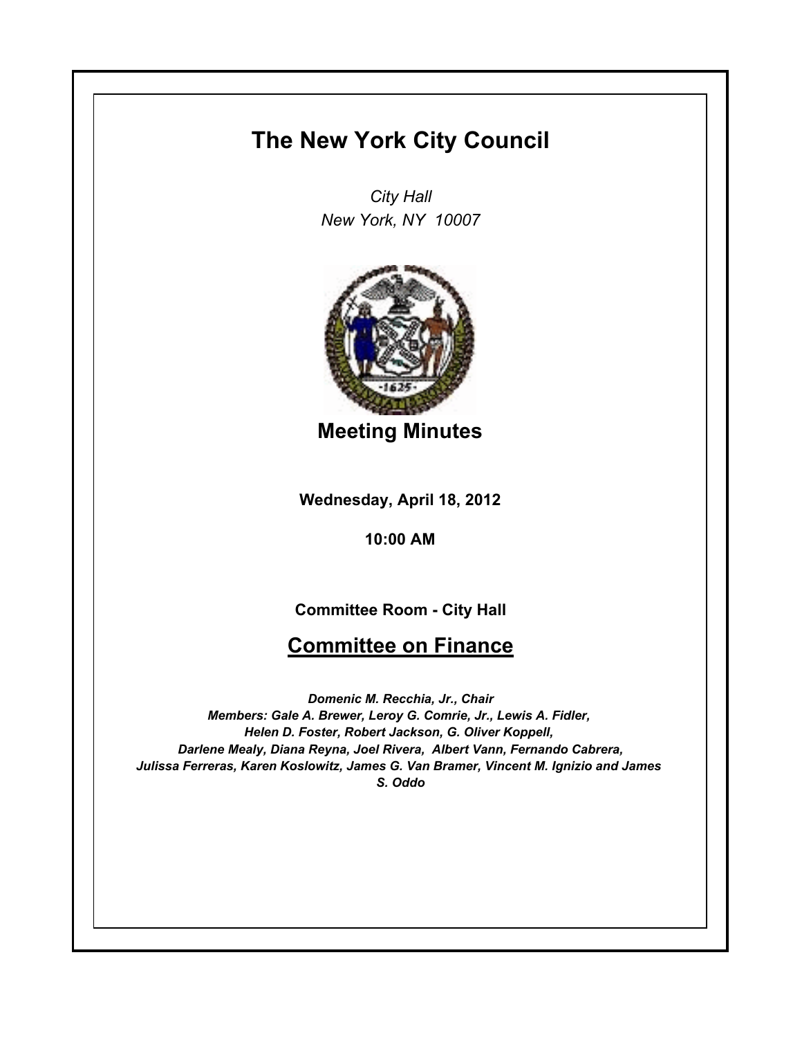# The New York City Council

*City Hall*
*New York, NY 10007*

## Meeting Minutes

**Wednesday, April 18, 2012**

**10:00 AM**

**Committee Room - City Hall**

## Committee on Finance

***Domenic M. Recchia, Jr., Chair***
***Members: Gale A. Brewer, Leroy G. Comrie, Jr., Lewis A. Fidler, Helen D. Foster, Robert Jackson, G. Oliver Koppell, Darlene Mealy, Diana Reyna, Joel Rivera, Albert Vann, Fernando Cabrera, Julissa Ferreras, Karen Koslowitz, James G. Van Bramer, Vincent M. Ignizio and James S. Oddo***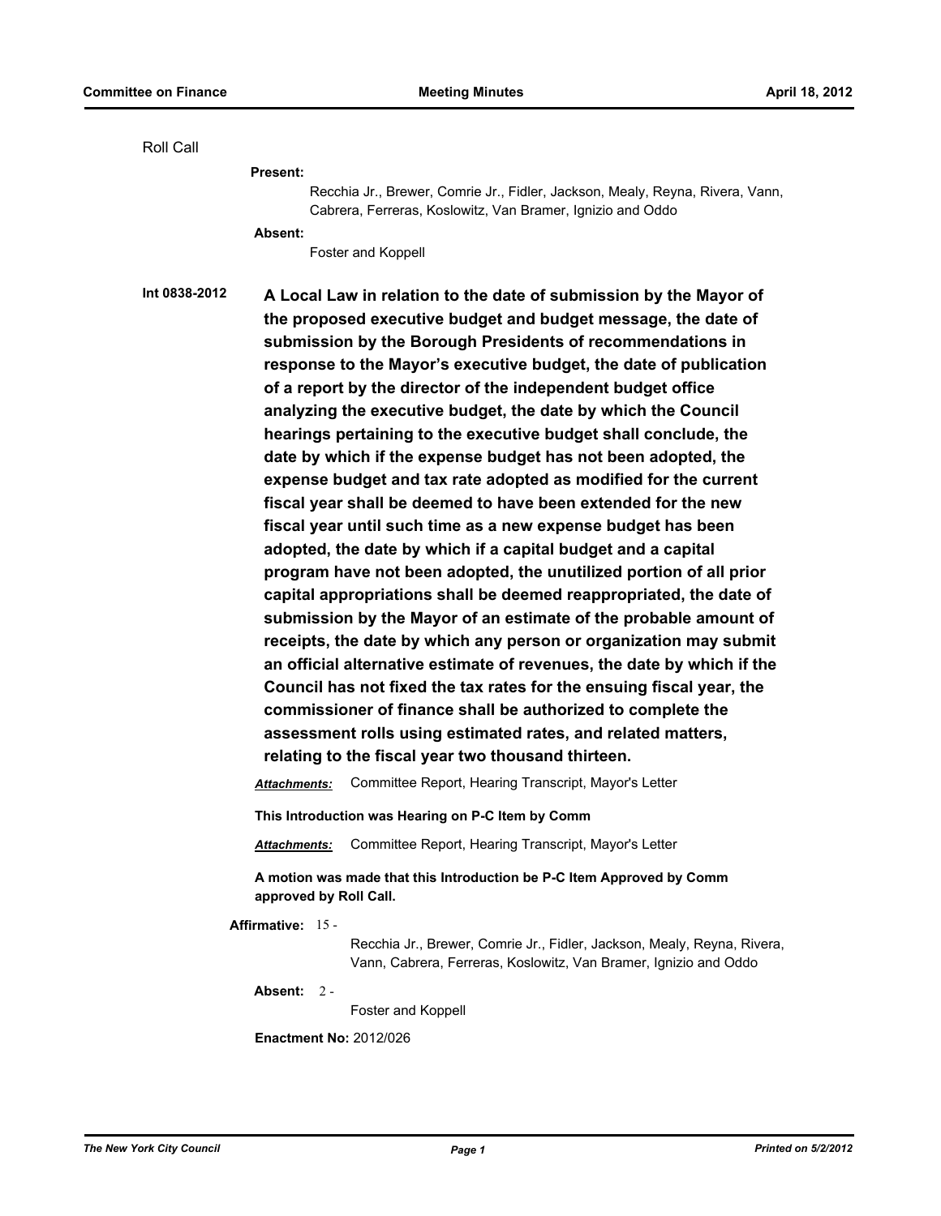Roll Call

**Present:**

Recchia Jr., Brewer, Comrie Jr., Fidler, Jackson, Mealy, Reyna, Rivera, Vann, Cabrera, Ferreras, Koslowitz, Van Bramer, Ignizio and Oddo

**Absent:**

Foster and Koppell

**Int 0838-2012** **A Local Law in relation to the date of submission by the Mayor of the proposed executive budget and budget message, the date of submission by the Borough Presidents of recommendations in response to the Mayor's executive budget, the date of publication of a report by the director of the independent budget office analyzing the executive budget, the date by which the Council hearings pertaining to the executive budget shall conclude, the date by which if the expense budget has not been adopted, the expense budget and tax rate adopted as modified for the current fiscal year shall be deemed to have been extended for the new fiscal year until such time as a new expense budget has been adopted, the date by which if a capital budget and a capital program have not been adopted, the unutilized portion of all prior capital appropriations shall be deemed reappropriated, the date of submission by the Mayor of an estimate of the probable amount of receipts, the date by which any person or organization may submit an official alternative estimate of revenues, the date by which if the Council has not fixed the tax rates for the ensuing fiscal year, the commissioner of finance shall be authorized to complete the assessment rolls using estimated rates, and related matters, relating to the fiscal year two thousand thirteen.**

***Attachments:*** Committee Report, Hearing Transcript, Mayor's Letter

**This Introduction was Hearing on P-C Item by Comm**

***Attachments:*** Committee Report, Hearing Transcript, Mayor's Letter

**A motion was made that this Introduction be P-C Item Approved by Comm approved by Roll Call.**

**Affirmative:** 15 -

Recchia Jr., Brewer, Comrie Jr., Fidler, Jackson, Mealy, Reyna, Rivera, Vann, Cabrera, Ferreras, Koslowitz, Van Bramer, Ignizio and Oddo

**Absent:** 2 -

Foster and Koppell

**Enactment No:** 2012/026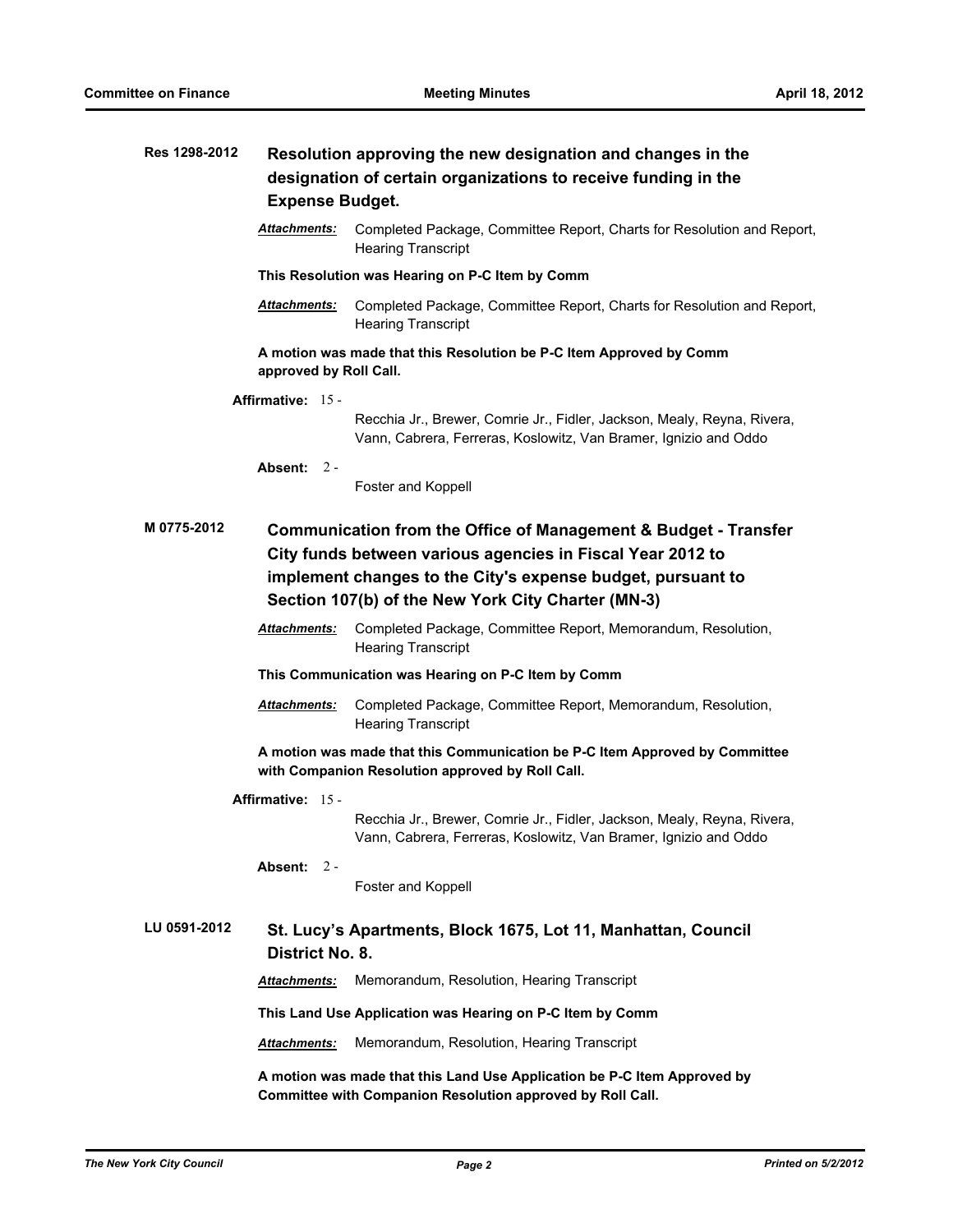**Res 1298-2012** **Resolution approving the new designation and changes in the designation of certain organizations to receive funding in the Expense Budget.**

***Attachments:*** Completed Package, Committee Report, Charts for Resolution and Report, Hearing Transcript

**This Resolution was Hearing on P-C Item by Comm**

***Attachments:*** Completed Package, Committee Report, Charts for Resolution and Report, Hearing Transcript

**A motion was made that this Resolution be P-C Item Approved by Comm approved by Roll Call.**

**Affirmative:** 15 - Recchia Jr., Brewer, Comrie Jr., Fidler, Jackson, Mealy, Reyna, Rivera, Vann, Cabrera, Ferreras, Koslowitz, Van Bramer, Ignizio and Oddo

**Absent:** 2 - Foster and Koppell

**M 0775-2012** **Communication from the Office of Management & Budget - Transfer City funds between various agencies in Fiscal Year 2012 to implement changes to the City's expense budget, pursuant to Section 107(b) of the New York City Charter (MN-3)**

***Attachments:*** Completed Package, Committee Report, Memorandum, Resolution, Hearing Transcript

**This Communication was Hearing on P-C Item by Comm**

***Attachments:*** Completed Package, Committee Report, Memorandum, Resolution, Hearing Transcript

**A motion was made that this Communication be P-C Item Approved by Committee with Companion Resolution approved by Roll Call.**

**Affirmative:** 15 - Recchia Jr., Brewer, Comrie Jr., Fidler, Jackson, Mealy, Reyna, Rivera, Vann, Cabrera, Ferreras, Koslowitz, Van Bramer, Ignizio and Oddo

**Absent:** 2 - Foster and Koppell

**LU 0591-2012** **St. Lucy's Apartments, Block 1675, Lot 11, Manhattan, Council District No. 8.**

***Attachments:*** Memorandum, Resolution, Hearing Transcript

**This Land Use Application was Hearing on P-C Item by Comm**

***Attachments:*** Memorandum, Resolution, Hearing Transcript

**A motion was made that this Land Use Application be P-C Item Approved by Committee with Companion Resolution approved by Roll Call.**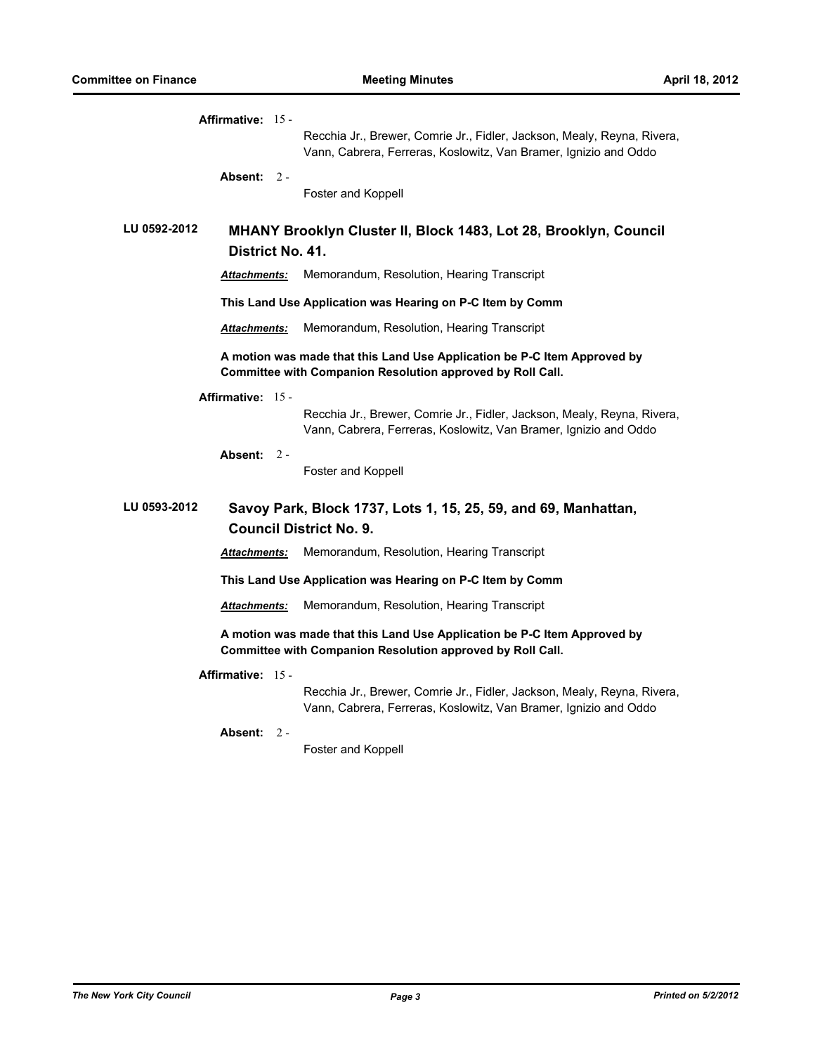**Affirmative:** 15 -

Recchia Jr., Brewer, Comrie Jr., Fidler, Jackson, Mealy, Reyna, Rivera, Vann, Cabrera, Ferreras, Koslowitz, Van Bramer, Ignizio and Oddo

**Absent:** 2 -

Foster and Koppell

## LU 0592-2012 MHANY Brooklyn Cluster II, Block 1483, Lot 28, Brooklyn, Council District No. 41.

***Attachments:*** Memorandum, Resolution, Hearing Transcript

**This Land Use Application was Hearing on P-C Item by Comm**

***Attachments:*** Memorandum, Resolution, Hearing Transcript

**A motion was made that this Land Use Application be P-C Item Approved by Committee with Companion Resolution approved by Roll Call.**

**Affirmative:** 15 -

Recchia Jr., Brewer, Comrie Jr., Fidler, Jackson, Mealy, Reyna, Rivera, Vann, Cabrera, Ferreras, Koslowitz, Van Bramer, Ignizio and Oddo

**Absent:** 2 -

Foster and Koppell

## LU 0593-2012 Savoy Park, Block 1737, Lots 1, 15, 25, 59, and 69, Manhattan, Council District No. 9.

***Attachments:*** Memorandum, Resolution, Hearing Transcript

**This Land Use Application was Hearing on P-C Item by Comm**

***Attachments:*** Memorandum, Resolution, Hearing Transcript

**A motion was made that this Land Use Application be P-C Item Approved by Committee with Companion Resolution approved by Roll Call.**

**Affirmative:** 15 -

Recchia Jr., Brewer, Comrie Jr., Fidler, Jackson, Mealy, Reyna, Rivera, Vann, Cabrera, Ferreras, Koslowitz, Van Bramer, Ignizio and Oddo

**Absent:** 2 -

Foster and Koppell